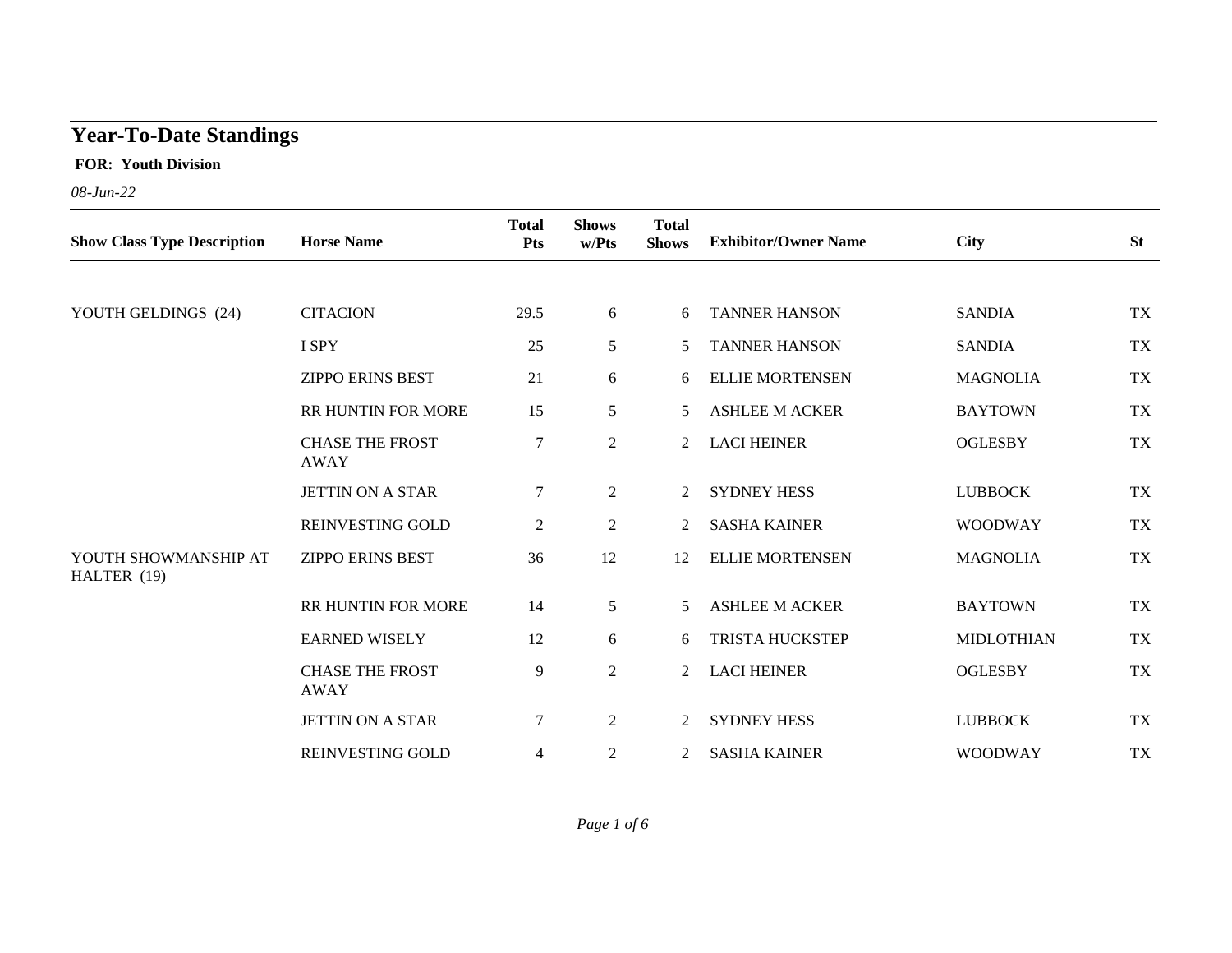# Year-To-Date Standings

**FOR: Youth Division**

*08-Jun-22*

| Show Class Type Description | Horse Name | Total Pts | Shows w/Pts | Total Shows | Exhibitor/Owner Name | City | St |
|---|---|---|---|---|---|---|---|
| YOUTH GELDINGS (24) | CITACION | 29.5 | 6 | 6 | TANNER HANSON | SANDIA | TX |
| | I SPY | 25 | 5 | 5 | TANNER HANSON | SANDIA | TX |
| | ZIPPO ERINS BEST | 21 | 6 | 6 | ELLIE MORTENSEN | MAGNOLIA | TX |
| | RR HUNTIN FOR MORE | 15 | 5 | 5 | ASHLEE M ACKER | BAYTOWN | TX |
| | CHASE THE FROST AWAY | 7 | 2 | 2 | LACI HEINER | OGLESBY | TX |
| | JETTIN ON A STAR | 7 | 2 | 2 | SYDNEY HESS | LUBBOCK | TX |
| | REINVESTING GOLD | 2 | 2 | 2 | SASHA KAINER | WOODWAY | TX |
| YOUTH SHOWMANSHIP AT HALTER (19) | ZIPPO ERINS BEST | 36 | 12 | 12 | ELLIE MORTENSEN | MAGNOLIA | TX |
| | RR HUNTIN FOR MORE | 14 | 5 | 5 | ASHLEE M ACKER | BAYTOWN | TX |
| | EARNED WISELY | 12 | 6 | 6 | TRISTA HUCKSTEP | MIDLOTHIAN | TX |
| | CHASE THE FROST AWAY | 9 | 2 | 2 | LACI HEINER | OGLESBY | TX |
| | JETTIN ON A STAR | 7 | 2 | 2 | SYDNEY HESS | LUBBOCK | TX |
| | REINVESTING GOLD | 4 | 2 | 2 | SASHA KAINER | WOODWAY | TX |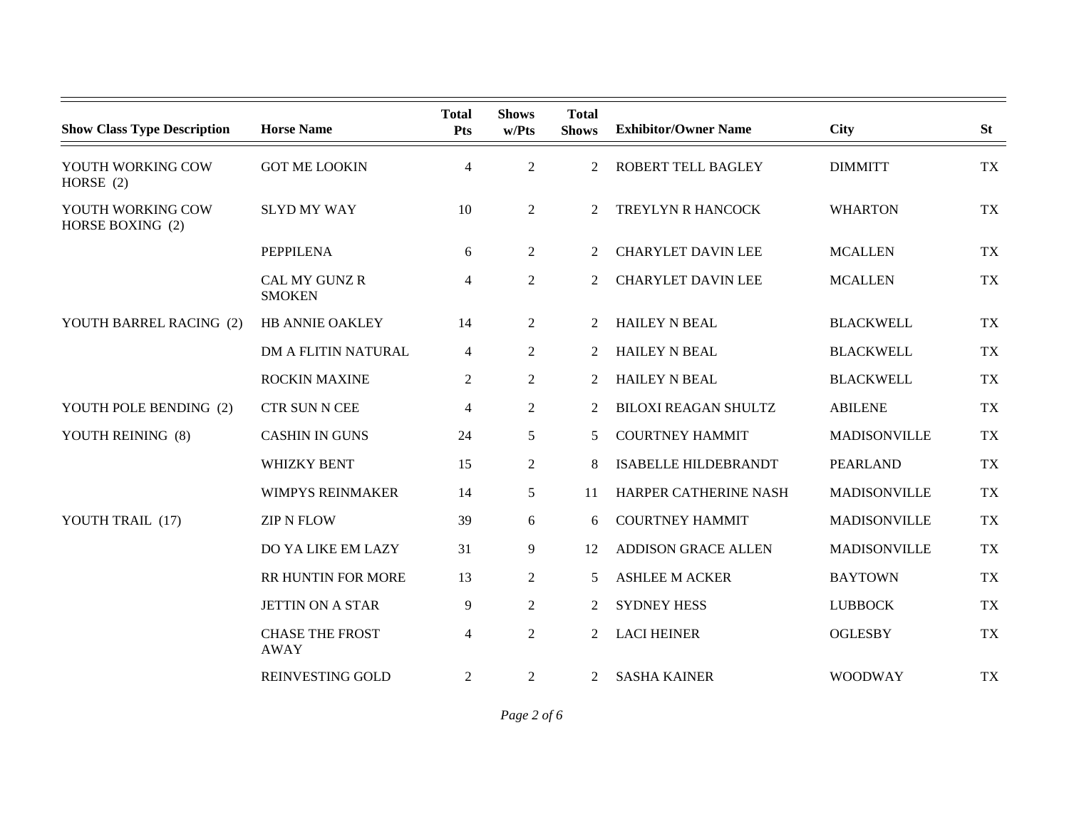| Show Class Type Description | Horse Name | Total Pts | Shows w/Pts | Total Shows | Exhibitor/Owner Name | City | St |
|---|---|---|---|---|---|---|---|
| YOUTH WORKING COW HORSE (2) | GOT ME LOOKIN | 4 | 2 | 2 | ROBERT TELL BAGLEY | DIMMITT | TX |
| YOUTH WORKING COW HORSE BOXING (2) | SLYD MY WAY | 10 | 2 | 2 | TREYLYN R HANCOCK | WHARTON | TX |
| | PEPPILENA | 6 | 2 | 2 | CHARYLET DAVIN LEE | MCALLEN | TX |
| | CAL MY GUNZ R SMOKEN | 4 | 2 | 2 | CHARYLET DAVIN LEE | MCALLEN | TX |
| YOUTH BARREL RACING (2) | HB ANNIE OAKLEY | 14 | 2 | 2 | HAILEY N BEAL | BLACKWELL | TX |
| | DM A FLITIN NATURAL | 4 | 2 | 2 | HAILEY N BEAL | BLACKWELL | TX |
| | ROCKIN MAXINE | 2 | 2 | 2 | HAILEY N BEAL | BLACKWELL | TX |
| YOUTH POLE BENDING (2) | CTR SUN N CEE | 4 | 2 | 2 | BILOXI REAGAN SHULTZ | ABILENE | TX |
| YOUTH REINING (8) | CASHIN IN GUNS | 24 | 5 | 5 | COURTNEY HAMMIT | MADISONVILLE | TX |
| | WHIZKY BENT | 15 | 2 | 8 | ISABELLE HILDEBRANDT | PEARLAND | TX |
| | WIMPYS REINMAKER | 14 | 5 | 11 | HARPER CATHERINE NASH | MADISONVILLE | TX |
| YOUTH TRAIL (17) | ZIP N FLOW | 39 | 6 | 6 | COURTNEY HAMMIT | MADISONVILLE | TX |
| | DO YA LIKE EM LAZY | 31 | 9 | 12 | ADDISON GRACE ALLEN | MADISONVILLE | TX |
| | RR HUNTIN FOR MORE | 13 | 2 | 5 | ASHLEE M ACKER | BAYTOWN | TX |
| | JETTIN ON A STAR | 9 | 2 | 2 | SYDNEY HESS | LUBBOCK | TX |
| | CHASE THE FROST AWAY | 4 | 2 | 2 | LACI HEINER | OGLESBY | TX |
| | REINVESTING GOLD | 2 | 2 | 2 | SASHA KAINER | WOODWAY | TX |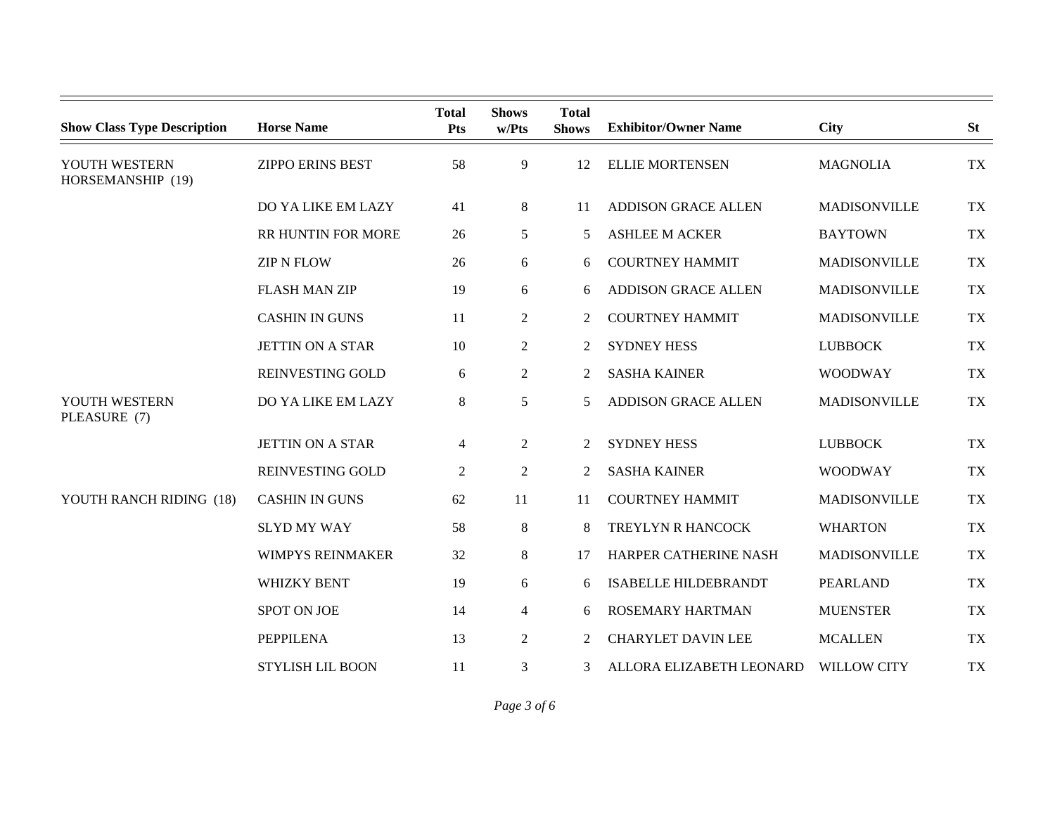| Show Class Type Description | Horse Name | Total Pts | Shows w/Pts | Total Shows | Exhibitor/Owner Name | City | St |
|---|---|---|---|---|---|---|---|
| YOUTH WESTERN HORSEMANSHIP (19) | ZIPPO ERINS BEST | 58 | 9 | 12 | ELLIE MORTENSEN | MAGNOLIA | TX |
| | DO YA LIKE EM LAZY | 41 | 8 | 11 | ADDISON GRACE ALLEN | MADISONVILLE | TX |
| | RR HUNTIN FOR MORE | 26 | 5 | 5 | ASHLEE M ACKER | BAYTOWN | TX |
| | ZIP N FLOW | 26 | 6 | 6 | COURTNEY HAMMIT | MADISONVILLE | TX |
| | FLASH MAN ZIP | 19 | 6 | 6 | ADDISON GRACE ALLEN | MADISONVILLE | TX |
| | CASHIN IN GUNS | 11 | 2 | 2 | COURTNEY HAMMIT | MADISONVILLE | TX |
| | JETTIN ON A STAR | 10 | 2 | 2 | SYDNEY HESS | LUBBOCK | TX |
| | REINVESTING GOLD | 6 | 2 | 2 | SASHA KAINER | WOODWAY | TX |
| YOUTH WESTERN PLEASURE (7) | DO YA LIKE EM LAZY | 8 | 5 | 5 | ADDISON GRACE ALLEN | MADISONVILLE | TX |
| | JETTIN ON A STAR | 4 | 2 | 2 | SYDNEY HESS | LUBBOCK | TX |
| | REINVESTING GOLD | 2 | 2 | 2 | SASHA KAINER | WOODWAY | TX |
| YOUTH RANCH RIDING (18) | CASHIN IN GUNS | 62 | 11 | 11 | COURTNEY HAMMIT | MADISONVILLE | TX |
| | SLYD MY WAY | 58 | 8 | 8 | TREYLYN R HANCOCK | WHARTON | TX |
| | WIMPYS REINMAKER | 32 | 8 | 17 | HARPER CATHERINE NASH | MADISONVILLE | TX |
| | WHIZKY BENT | 19 | 6 | 6 | ISABELLE HILDEBRANDT | PEARLAND | TX |
| | SPOT ON JOE | 14 | 4 | 6 | ROSEMARY HARTMAN | MUENSTER | TX |
| | PEPPILENA | 13 | 2 | 2 | CHARYLET DAVIN LEE | MCALLEN | TX |
| | STYLISH LIL BOON | 11 | 3 | 3 | ALLORA ELIZABETH LEONARD | WILLOW CITY | TX |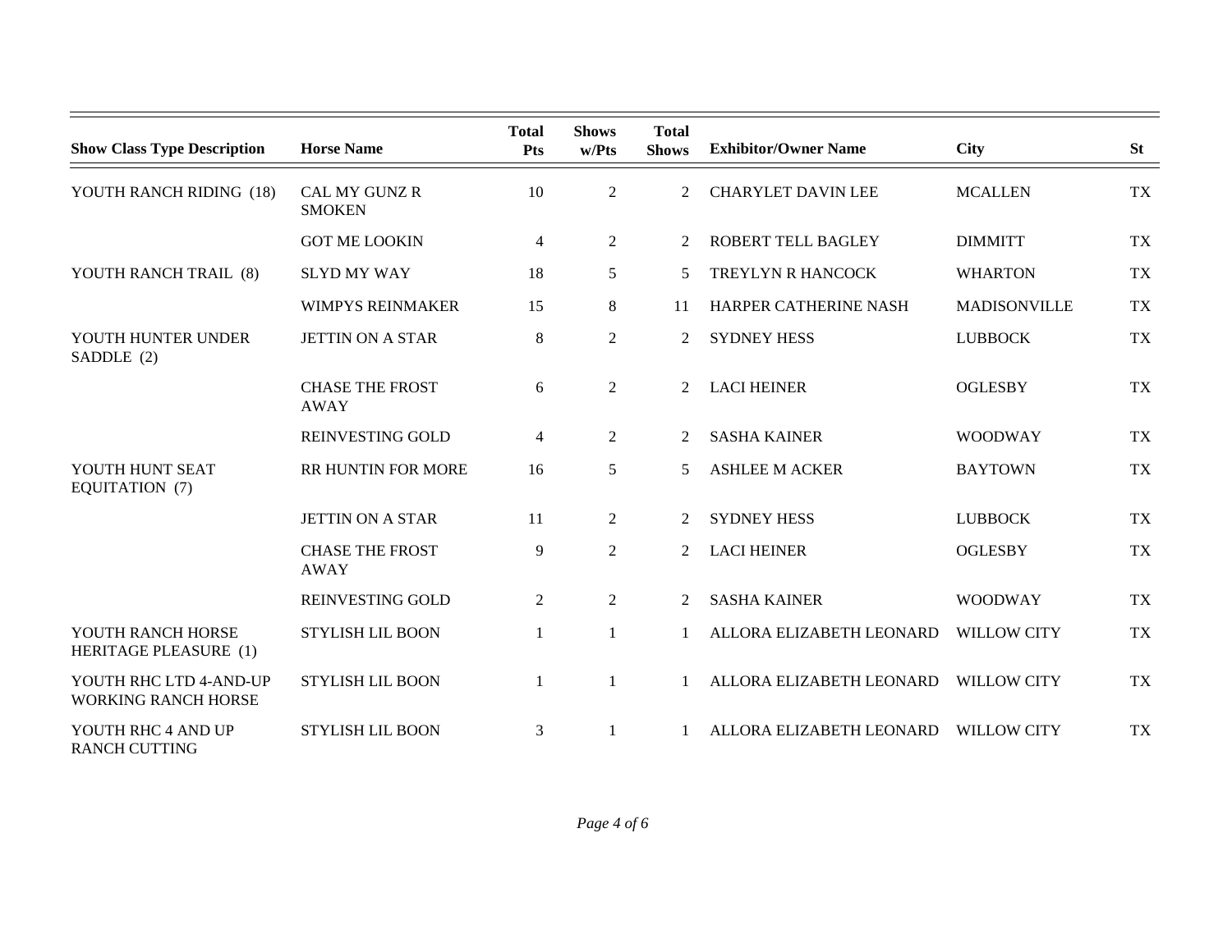| Show Class Type Description | Horse Name | Total Pts | Shows w/Pts | Total Shows | Exhibitor/Owner Name | City | St |
|---|---|---|---|---|---|---|---|
| YOUTH RANCH RIDING (18) | CAL MY GUNZ R SMOKEN | 10 | 2 | 2 | CHARYLET DAVIN LEE | MCALLEN | TX |
| | GOT ME LOOKIN | 4 | 2 | 2 | ROBERT TELL BAGLEY | DIMMITT | TX |
| YOUTH RANCH TRAIL (8) | SLYD MY WAY | 18 | 5 | 5 | TREYLYN R HANCOCK | WHARTON | TX |
| | WIMPYS REINMAKER | 15 | 8 | 11 | HARPER CATHERINE NASH | MADISONVILLE | TX |
| YOUTH HUNTER UNDER SADDLE (2) | JETTIN ON A STAR | 8 | 2 | 2 | SYDNEY HESS | LUBBOCK | TX |
| | CHASE THE FROST AWAY | 6 | 2 | 2 | LACI HEINER | OGLESBY | TX |
| | REINVESTING GOLD | 4 | 2 | 2 | SASHA KAINER | WOODWAY | TX |
| YOUTH HUNT SEAT EQUITATION (7) | RR HUNTIN FOR MORE | 16 | 5 | 5 | ASHLEE M ACKER | BAYTOWN | TX |
| | JETTIN ON A STAR | 11 | 2 | 2 | SYDNEY HESS | LUBBOCK | TX |
| | CHASE THE FROST AWAY | 9 | 2 | 2 | LACI HEINER | OGLESBY | TX |
| | REINVESTING GOLD | 2 | 2 | 2 | SASHA KAINER | WOODWAY | TX |
| YOUTH RANCH HORSE HERITAGE PLEASURE (1) | STYLISH LIL BOON | 1 | 1 | 1 | ALLORA ELIZABETH LEONARD | WILLOW CITY | TX |
| YOUTH RHC LTD 4-AND-UP WORKING RANCH HORSE | STYLISH LIL BOON | 1 | 1 | 1 | ALLORA ELIZABETH LEONARD | WILLOW CITY | TX |
| YOUTH RHC 4 AND UP RANCH CUTTING | STYLISH LIL BOON | 3 | 1 | 1 | ALLORA ELIZABETH LEONARD | WILLOW CITY | TX |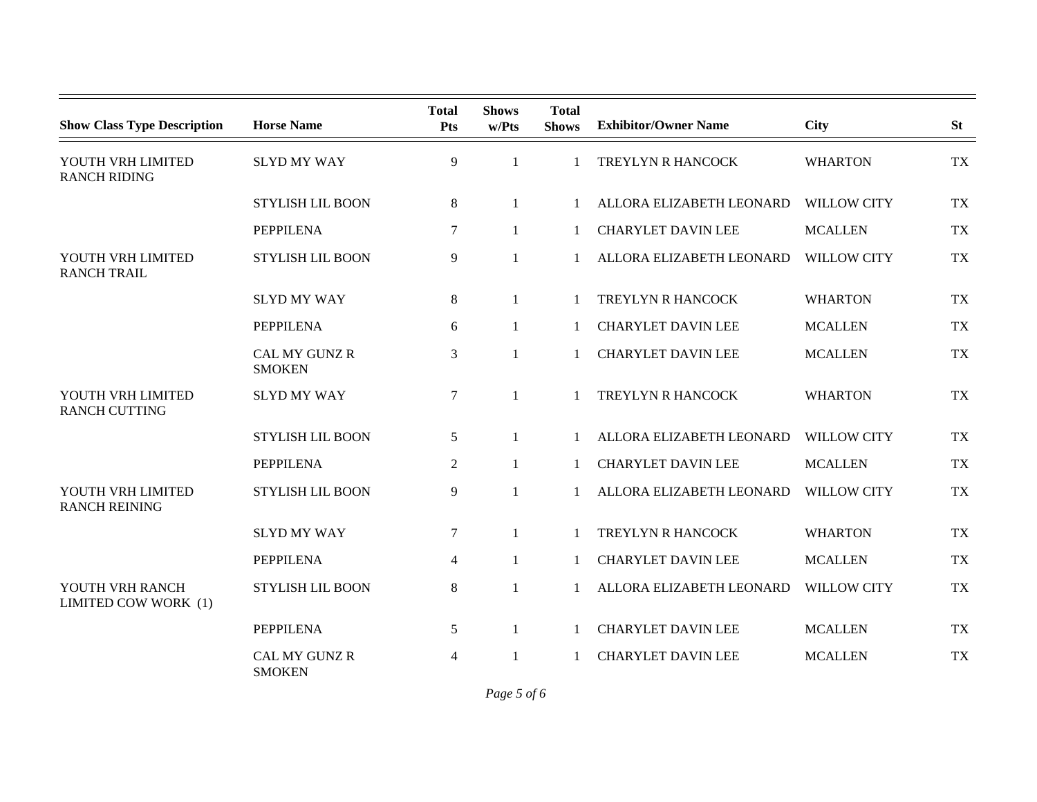| Show Class Type Description | Horse Name | Total Pts | Shows w/Pts | Total Shows | Exhibitor/Owner Name | City | St |
|---|---|---|---|---|---|---|---|
| YOUTH VRH LIMITED RANCH RIDING | SLYD MY WAY | 9 | 1 | 1 | TREYLYN R HANCOCK | WHARTON | TX |
| | STYLISH LIL BOON | 8 | 1 | 1 | ALLORA ELIZABETH LEONARD | WILLOW CITY | TX |
| | PEPPILENA | 7 | 1 | 1 | CHARYLET DAVIN LEE | MCALLEN | TX |
| YOUTH VRH LIMITED RANCH TRAIL | STYLISH LIL BOON | 9 | 1 | 1 | ALLORA ELIZABETH LEONARD | WILLOW CITY | TX |
| | SLYD MY WAY | 8 | 1 | 1 | TREYLYN R HANCOCK | WHARTON | TX |
| | PEPPILENA | 6 | 1 | 1 | CHARYLET DAVIN LEE | MCALLEN | TX |
| | CAL MY GUNZ R SMOKEN | 3 | 1 | 1 | CHARYLET DAVIN LEE | MCALLEN | TX |
| YOUTH VRH LIMITED RANCH CUTTING | SLYD MY WAY | 7 | 1 | 1 | TREYLYN R HANCOCK | WHARTON | TX |
| | STYLISH LIL BOON | 5 | 1 | 1 | ALLORA ELIZABETH LEONARD | WILLOW CITY | TX |
| | PEPPILENA | 2 | 1 | 1 | CHARYLET DAVIN LEE | MCALLEN | TX |
| YOUTH VRH LIMITED RANCH REINING | STYLISH LIL BOON | 9 | 1 | 1 | ALLORA ELIZABETH LEONARD | WILLOW CITY | TX |
| | SLYD MY WAY | 7 | 1 | 1 | TREYLYN R HANCOCK | WHARTON | TX |
| | PEPPILENA | 4 | 1 | 1 | CHARYLET DAVIN LEE | MCALLEN | TX |
| YOUTH VRH RANCH LIMITED COW WORK (1) | STYLISH LIL BOON | 8 | 1 | 1 | ALLORA ELIZABETH LEONARD | WILLOW CITY | TX |
| | PEPPILENA | 5 | 1 | 1 | CHARYLET DAVIN LEE | MCALLEN | TX |
| | CAL MY GUNZ R SMOKEN | 4 | 1 | 1 | CHARYLET DAVIN LEE | MCALLEN | TX |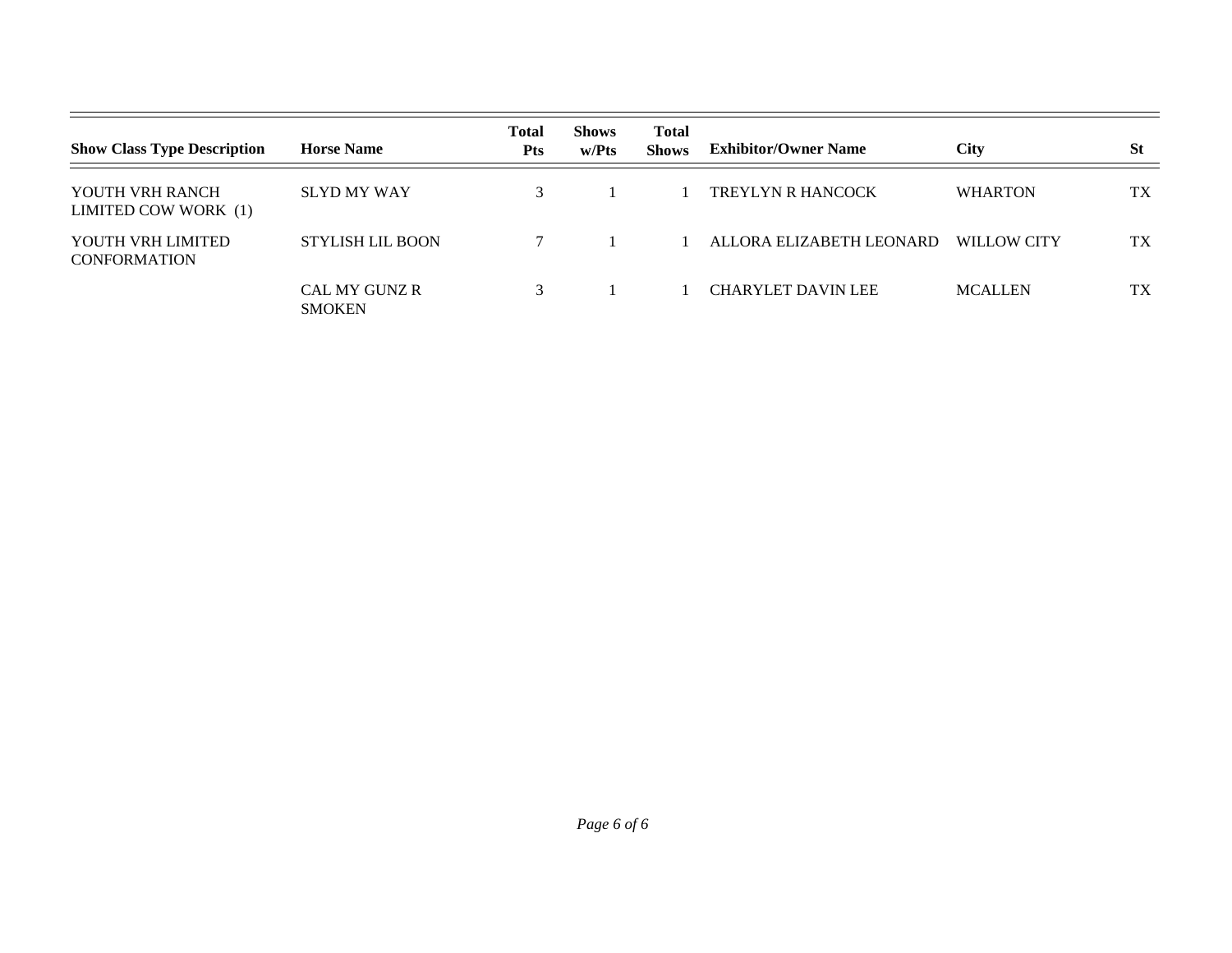| Show Class Type Description | Horse Name | Total Pts | Shows w/Pts | Total Shows | Exhibitor/Owner Name | City | St |
|---|---|---|---|---|---|---|---|
| YOUTH VRH RANCH LIMITED COW WORK (1) | SLYD MY WAY | 3 | 1 | 1 | TREYLYN R HANCOCK | WHARTON | TX |
| YOUTH VRH LIMITED CONFORMATION | STYLISH LIL BOON | 7 | 1 | 1 | ALLORA ELIZABETH LEONARD | WILLOW CITY | TX |
| | CAL MY GUNZ R SMOKEN | 3 | 1 | 1 | CHARYLET DAVIN LEE | MCALLEN | TX |